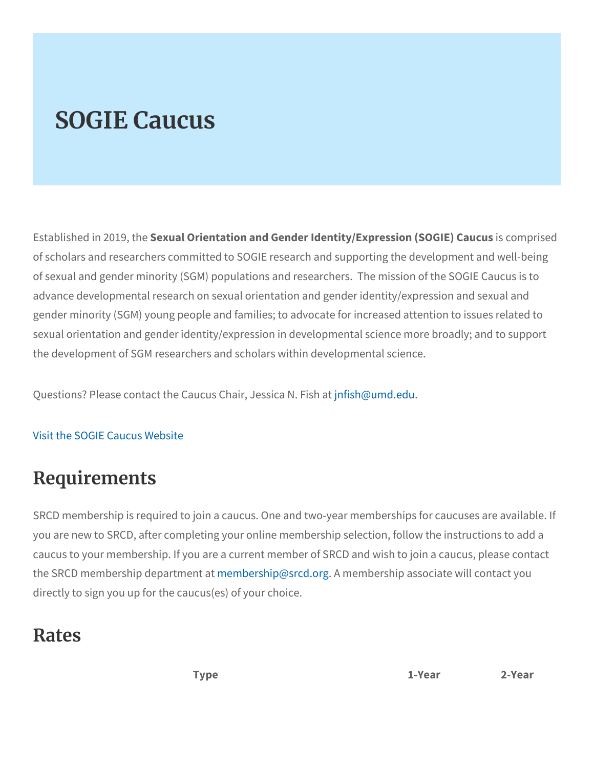# SOGIE Caucus

Established in 2019, the **Sexual Orientation and Gender Identity/Expression (SOGIE) Caucus** is comprised of scholars and researchers committed to SOGIE research and supporting the development and well-being of sexual and gender minority (SGM) populations and researchers. The mission of the SOGIE Caucus is to advance developmental research on sexual orientation and gender identity/expression and sexual and gender minority (SGM) young people and families; to advocate for increased attention to issues related to sexual orientation and gender identity/expression in developmental science more broadly; and to support the development of SGM researchers and scholars within developmental science.

Questions? Please contact the Caucus Chair, Jessica N. Fish at jnfish@umd.edu.

Visit the SOGIE Caucus Website

## Requirements

SRCD membership is required to join a caucus. One and two-year memberships for caucuses are available. If you are new to SRCD, after completing your online membership selection, follow the instructions to add a caucus to your membership. If you are a current member of SRCD and wish to join a caucus, please contact the SRCD membership department at membership@srcd.org. A membership associate will contact you directly to sign you up for the caucus(es) of your choice.

## Rates

| Type | 1-Year | 2-Year |
|---|---|---|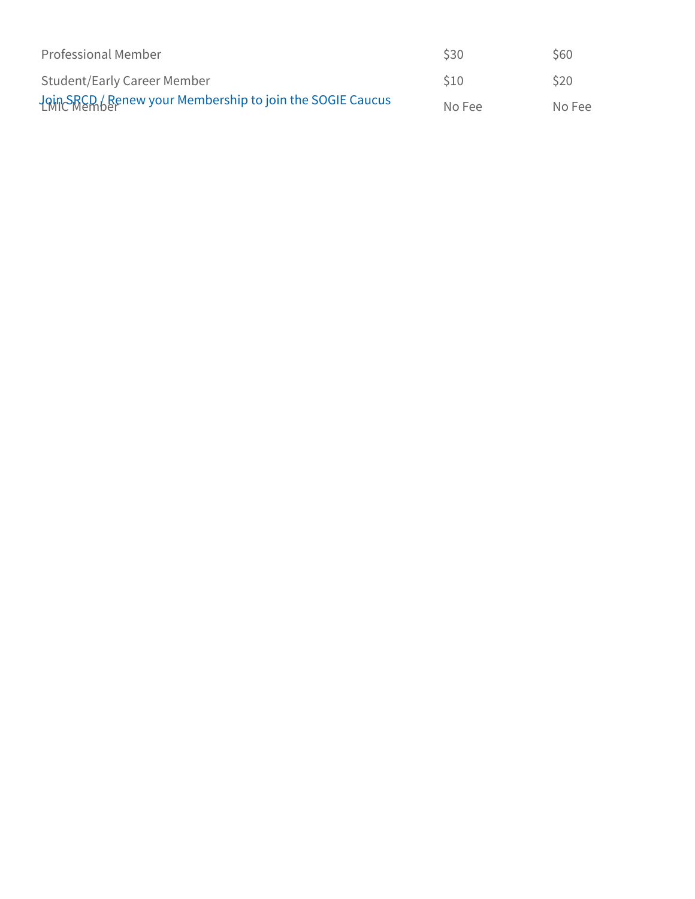| | | |
|---|---|---|
| Professional Member | $30 | $60 |
| Student/Early Career Member | $10 | $20 |
| LMIC Member | No Fee | No Fee |

Join SRCD / Renew your Membership to join the SOGIE Caucus